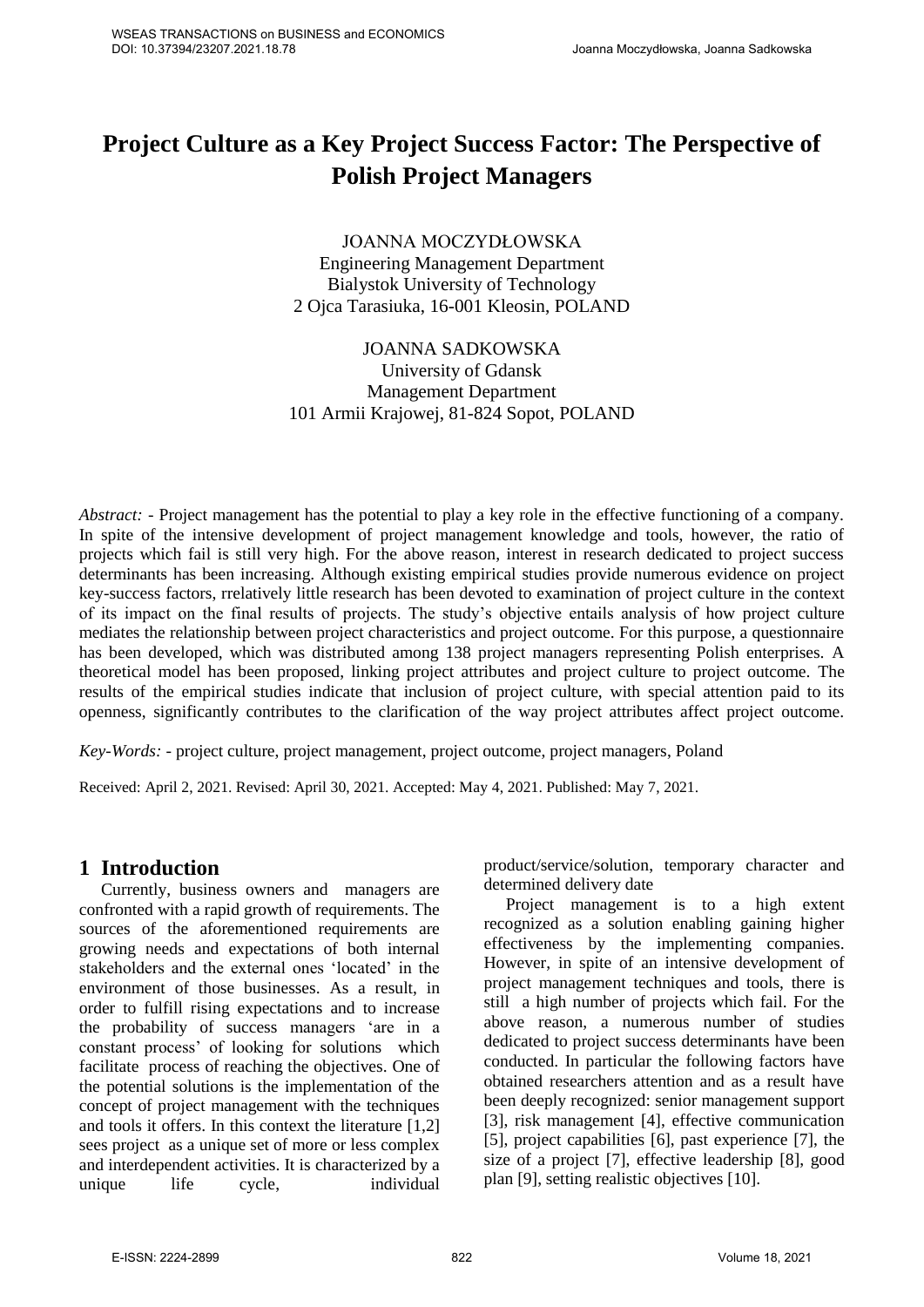# Project Culture as a Key Project Success Factor: The Perspective of Polish Project Managers

JOANNA MOCZYDŁOWSKA
Engineering Management Department
Bialystok University of Technology
2 Ojca Tarasiuka, 16-001 Kleosin, POLAND

JOANNA SADKOWSKA
University of Gdansk
Management Department
101 Armii Krajowej, 81-824 Sopot, POLAND

*Abstract:* - Project management has the potential to play a key role in the effective functioning of a company. In spite of the intensive development of project management knowledge and tools, however, the ratio of projects which fail is still very high. For the above reason, interest in research dedicated to project success determinants has been increasing. Although existing empirical studies provide numerous evidence on project key-success factors, rrelatively little research has been devoted to examination of project culture in the context of its impact on the final results of projects. The study's objective entails analysis of how project culture mediates the relationship between project characteristics and project outcome. For this purpose, a questionnaire has been developed, which was distributed among 138 project managers representing Polish enterprises. A theoretical model has been proposed, linking project attributes and project culture to project outcome. The results of the empirical studies indicate that inclusion of project culture, with special attention paid to its openness, significantly contributes to the clarification of the way project attributes affect project outcome.

*Key-Words:* - project culture, project management, project outcome, project managers, Poland

Received: April 2, 2021. Revised: April 30, 2021. Accepted: May 4, 2021. Published: May 7, 2021.

## 1 Introduction

Currently, business owners and managers are confronted with a rapid growth of requirements. The sources of the aforementioned requirements are growing needs and expectations of both internal stakeholders and the external ones 'located' in the environment of those businesses. As a result, in order to fulfill rising expectations and to increase the probability of success managers 'are in a constant process' of looking for solutions which facilitate process of reaching the objectives. One of the potential solutions is the implementation of the concept of project management with the techniques and tools it offers. In this context the literature [1,2] sees project as a unique set of more or less complex and interdependent activities. It is characterized by a unique life cycle, individual product/service/solution, temporary character and determined delivery date

Project management is to a high extent recognized as a solution enabling gaining higher effectiveness by the implementing companies. However, in spite of an intensive development of project management techniques and tools, there is still a high number of projects which fail. For the above reason, a numerous number of studies dedicated to project success determinants have been conducted. In particular the following factors have obtained researchers attention and as a result have been deeply recognized: senior management support [3], risk management [4], effective communication [5], project capabilities [6], past experience [7], the size of a project [7], effective leadership [8], good plan [9], setting realistic objectives [10].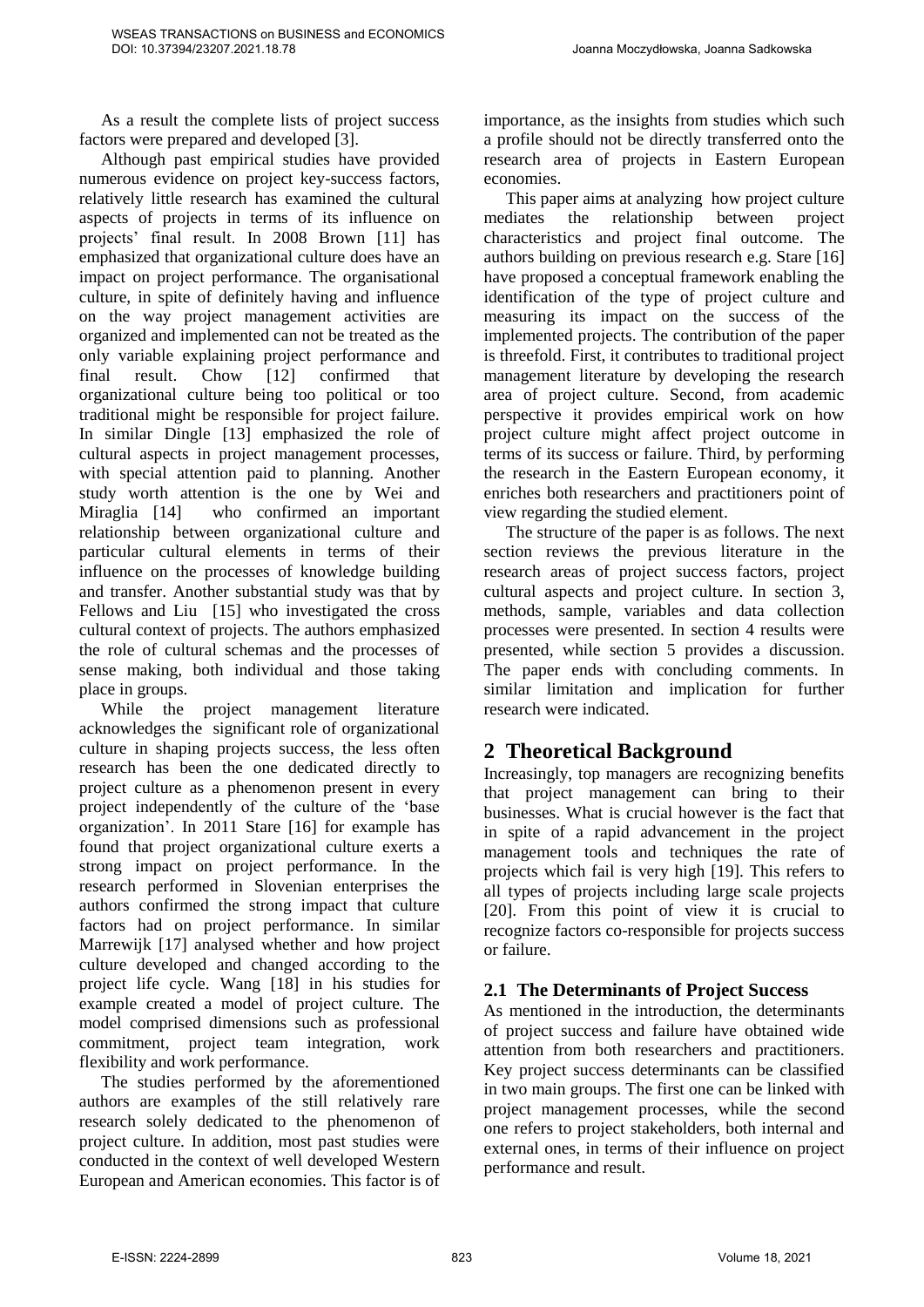As a result the complete lists of project success factors were prepared and developed [3].

Although past empirical studies have provided numerous evidence on project key-success factors, relatively little research has examined the cultural aspects of projects in terms of its influence on projects' final result. In 2008 Brown [11] has emphasized that organizational culture does have an impact on project performance. The organisational culture, in spite of definitely having and influence on the way project management activities are organized and implemented can not be treated as the only variable explaining project performance and final result. Chow [12] confirmed that organizational culture being too political or too traditional might be responsible for project failure. In similar Dingle [13] emphasized the role of cultural aspects in project management processes, with special attention paid to planning. Another study worth attention is the one by Wei and Miraglia [14] who confirmed an important relationship between organizational culture and particular cultural elements in terms of their influence on the processes of knowledge building and transfer. Another substantial study was that by Fellows and Liu [15] who investigated the cross cultural context of projects. The authors emphasized the role of cultural schemas and the processes of sense making, both individual and those taking place in groups.

While the project management literature acknowledges the significant role of organizational culture in shaping projects success, the less often research has been the one dedicated directly to project culture as a phenomenon present in every project independently of the culture of the 'base organization'. In 2011 Stare [16] for example has found that project organizational culture exerts a strong impact on project performance. In the research performed in Slovenian enterprises the authors confirmed the strong impact that culture factors had on project performance. In similar Marrewijk [17] analysed whether and how project culture developed and changed according to the project life cycle. Wang [18] in his studies for example created a model of project culture. The model comprised dimensions such as professional commitment, project team integration, work flexibility and work performance.

The studies performed by the aforementioned authors are examples of the still relatively rare research solely dedicated to the phenomenon of project culture. In addition, most past studies were conducted in the context of well developed Western European and American economies. This factor is of importance, as the insights from studies which such a profile should not be directly transferred onto the research area of projects in Eastern European economies.

This paper aims at analyzing how project culture mediates the relationship between project characteristics and project final outcome. The authors building on previous research e.g. Stare [16] have proposed a conceptual framework enabling the identification of the type of project culture and measuring its impact on the success of the implemented projects. The contribution of the paper is threefold. First, it contributes to traditional project management literature by developing the research area of project culture. Second, from academic perspective it provides empirical work on how project culture might affect project outcome in terms of its success or failure. Third, by performing the research in the Eastern European economy, it enriches both researchers and practitioners point of view regarding the studied element.

The structure of the paper is as follows. The next section reviews the previous literature in the research areas of project success factors, project cultural aspects and project culture. In section 3, methods, sample, variables and data collection processes were presented. In section 4 results were presented, while section 5 provides a discussion. The paper ends with concluding comments. In similar limitation and implication for further research were indicated.

## 2 Theoretical Background

Increasingly, top managers are recognizing benefits that project management can bring to their businesses. What is crucial however is the fact that in spite of a rapid advancement in the project management tools and techniques the rate of projects which fail is very high [19]. This refers to all types of projects including large scale projects [20]. From this point of view it is crucial to recognize factors co-responsible for projects success or failure.

### 2.1 The Determinants of Project Success

As mentioned in the introduction, the determinants of project success and failure have obtained wide attention from both researchers and practitioners. Key project success determinants can be classified in two main groups. The first one can be linked with project management processes, while the second one refers to project stakeholders, both internal and external ones, in terms of their influence on project performance and result.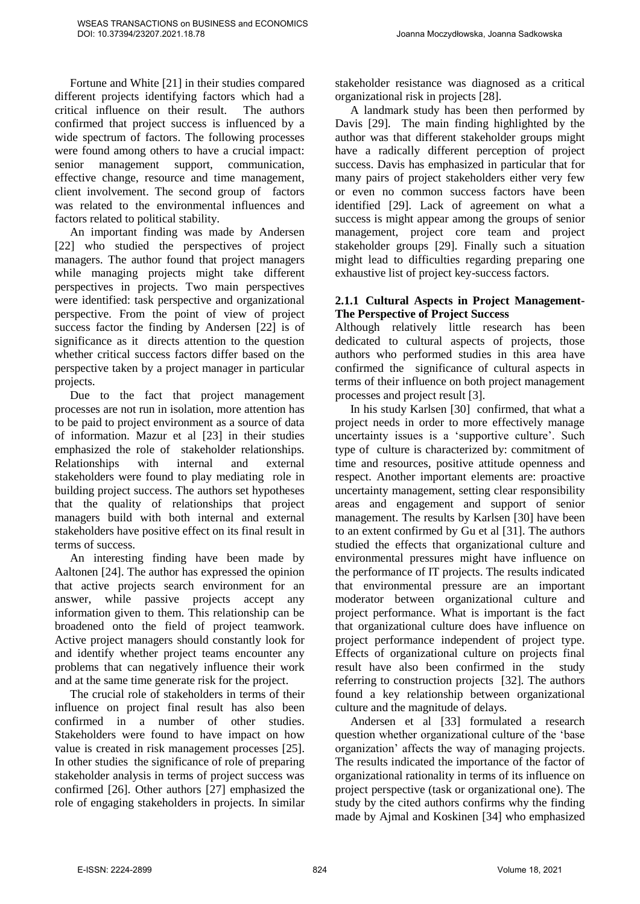Fortune and White [21] in their studies compared different projects identifying factors which had a critical influence on their result. The authors confirmed that project success is influenced by a wide spectrum of factors. The following processes were found among others to have a crucial impact: senior management support, communication, effective change, resource and time management, client involvement. The second group of factors was related to the environmental influences and factors related to political stability.

An important finding was made by Andersen [22] who studied the perspectives of project managers. The author found that project managers while managing projects might take different perspectives in projects. Two main perspectives were identified: task perspective and organizational perspective. From the point of view of project success factor the finding by Andersen [22] is of significance as it directs attention to the question whether critical success factors differ based on the perspective taken by a project manager in particular projects.

Due to the fact that project management processes are not run in isolation, more attention has to be paid to project environment as a source of data of information. Mazur et al [23] in their studies emphasized the role of stakeholder relationships. Relationships with internal and external stakeholders were found to play mediating role in building project success. The authors set hypotheses that the quality of relationships that project managers build with both internal and external stakeholders have positive effect on its final result in terms of success.

An interesting finding have been made by Aaltonen [24]. The author has expressed the opinion that active projects search environment for an answer, while passive projects accept any information given to them. This relationship can be broadened onto the field of project teamwork. Active project managers should constantly look for and identify whether project teams encounter any problems that can negatively influence their work and at the same time generate risk for the project.

The crucial role of stakeholders in terms of their influence on project final result has also been confirmed in a number of other studies. Stakeholders were found to have impact on how value is created in risk management processes [25]. In other studies the significance of role of preparing stakeholder analysis in terms of project success was confirmed [26]. Other authors [27] emphasized the role of engaging stakeholders in projects. In similar stakeholder resistance was diagnosed as a critical organizational risk in projects [28].

A landmark study has been then performed by Davis [29]. The main finding highlighted by the author was that different stakeholder groups might have a radically different perception of project success. Davis has emphasized in particular that for many pairs of project stakeholders either very few or even no common success factors have been identified [29]. Lack of agreement on what a success is might appear among the groups of senior management, project core team and project stakeholder groups [29]. Finally such a situation might lead to difficulties regarding preparing one exhaustive list of project key-success factors.

### 2.1.1 Cultural Aspects in Project Management-The Perspective of Project Success

Although relatively little research has been dedicated to cultural aspects of projects, those authors who performed studies in this area have confirmed the significance of cultural aspects in terms of their influence on both project management processes and project result [3].

In his study Karlsen [30] confirmed, that what a project needs in order to more effectively manage uncertainty issues is a 'supportive culture'. Such type of culture is characterized by: commitment of time and resources, positive attitude openness and respect. Another important elements are: proactive uncertainty management, setting clear responsibility areas and engagement and support of senior management. The results by Karlsen [30] have been to an extent confirmed by Gu et al [31]. The authors studied the effects that organizational culture and environmental pressures might have influence on the performance of IT projects. The results indicated that environmental pressure are an important moderator between organizational culture and project performance. What is important is the fact that organizational culture does have influence on project performance independent of project type. Effects of organizational culture on projects final result have also been confirmed in the study referring to construction projects [32]. The authors found a key relationship between organizational culture and the magnitude of delays.

Andersen et al [33] formulated a research question whether organizational culture of the 'base organization' affects the way of managing projects. The results indicated the importance of the factor of organizational rationality in terms of its influence on project perspective (task or organizational one). The study by the cited authors confirms why the finding made by Ajmal and Koskinen [34] who emphasized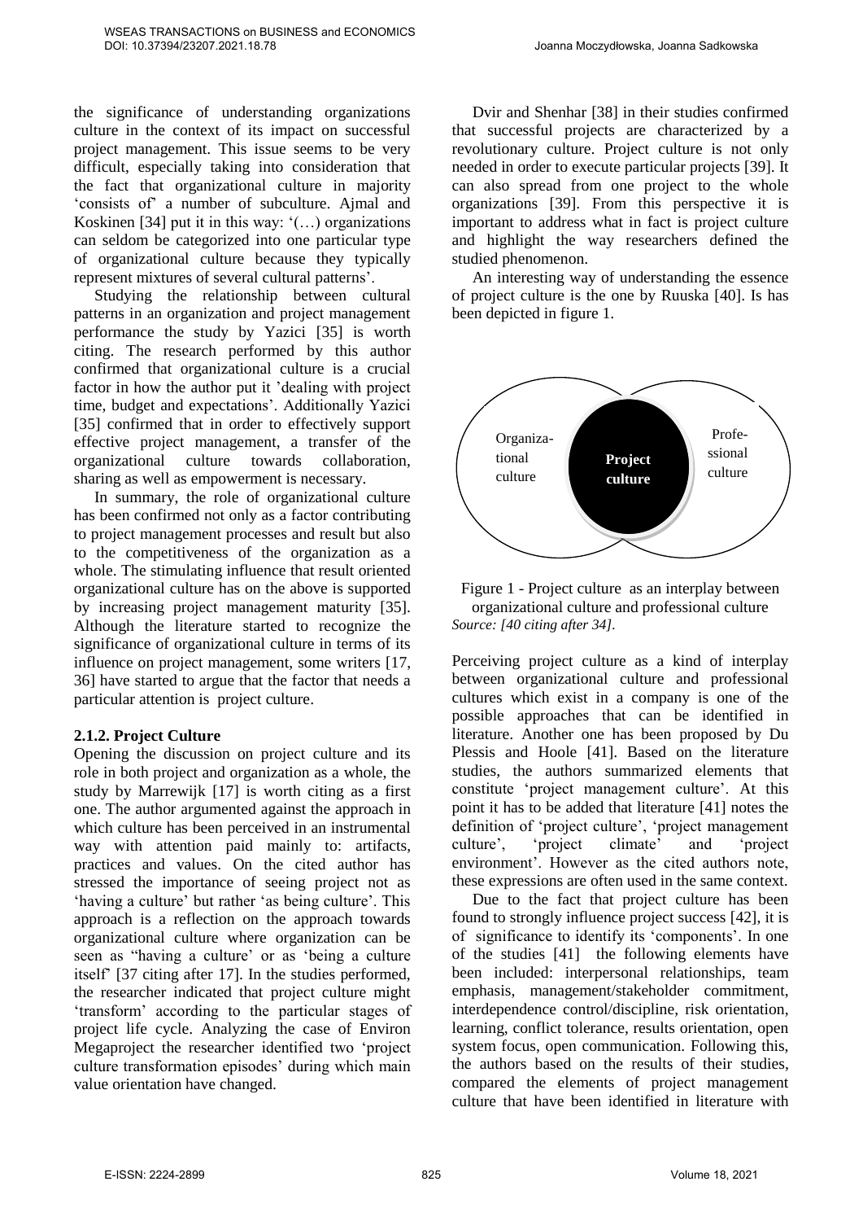the significance of understanding organizations culture in the context of its impact on successful project management. This issue seems to be very difficult, especially taking into consideration that the fact that organizational culture in majority 'consists of' a number of subculture. Ajmal and Koskinen [34] put it in this way: '(…) organizations can seldom be categorized into one particular type of organizational culture because they typically represent mixtures of several cultural patterns'.

Studying the relationship between cultural patterns in an organization and project management performance the study by Yazici [35] is worth citing. The research performed by this author confirmed that organizational culture is a crucial factor in how the author put it 'dealing with project time, budget and expectations'. Additionally Yazici [35] confirmed that in order to effectively support effective project management, a transfer of the organizational culture towards collaboration, sharing as well as empowerment is necessary.

In summary, the role of organizational culture has been confirmed not only as a factor contributing to project management processes and result but also to the competitiveness of the organization as a whole. The stimulating influence that result oriented organizational culture has on the above is supported by increasing project management maturity [35]. Although the literature started to recognize the significance of organizational culture in terms of its influence on project management, some writers [17, 36] have started to argue that the factor that needs a particular attention is project culture.

### 2.1.2. Project Culture

Opening the discussion on project culture and its role in both project and organization as a whole, the study by Marrewijk [17] is worth citing as a first one. The author argumented against the approach in which culture has been perceived in an instrumental way with attention paid mainly to: artifacts, practices and values. On the cited author has stressed the importance of seeing project not as 'having a culture' but rather 'as being culture'. This approach is a reflection on the approach towards organizational culture where organization can be seen as "having a culture' or as 'being a culture itself' [37 citing after 17]. In the studies performed, the researcher indicated that project culture might 'transform' according to the particular stages of project life cycle. Analyzing the case of Environ Megaproject the researcher identified two 'project culture transformation episodes' during which main value orientation have changed.

Dvir and Shenhar [38] in their studies confirmed that successful projects are characterized by a revolutionary culture. Project culture is not only needed in order to execute particular projects [39]. It can also spread from one project to the whole organizations [39]. From this perspective it is important to address what in fact is project culture and highlight the way researchers defined the studied phenomenon.

An interesting way of understanding the essence of project culture is the one by Ruuska [40]. Is has been depicted in figure 1.

Organiza-tional culture | Project culture | Profe-ssional culture

Figure 1 - Project culture as an interplay between organizational culture and professional culture
*Source: [40 citing after 34].*

Perceiving project culture as a kind of interplay between organizational culture and professional cultures which exist in a company is one of the possible approaches that can be identified in literature. Another one has been proposed by Du Plessis and Hoole [41]. Based on the literature studies, the authors summarized elements that constitute 'project management culture'. At this point it has to be added that literature [41] notes the definition of 'project culture', 'project management culture', 'project climate' and 'project environment'. However as the cited authors note, these expressions are often used in the same context.

Due to the fact that project culture has been found to strongly influence project success [42], it is of significance to identify its 'components'. In one of the studies [41] the following elements have been included: interpersonal relationships, team emphasis, management/stakeholder commitment, interdependence control/discipline, risk orientation, learning, conflict tolerance, results orientation, open system focus, open communication. Following this, the authors based on the results of their studies, compared the elements of project management culture that have been identified in literature with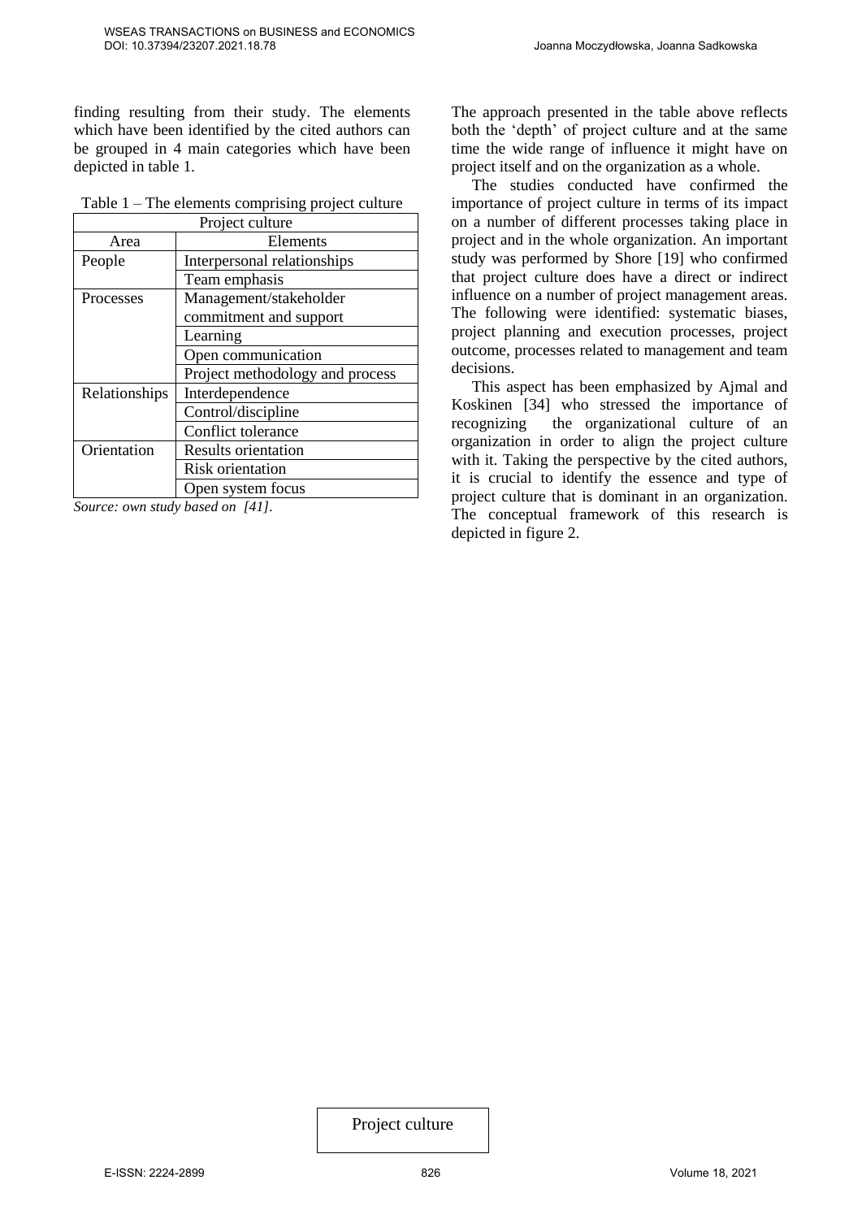finding resulting from their study. The elements which have been identified by the cited authors can be grouped in 4 main categories which have been depicted in table 1.

Table 1 – The elements comprising project culture

| Project culture | |
|---|---|
| Area | Elements |
| People | Interpersonal relationships |
| | Team emphasis |
| Processes | Management/stakeholder commitment and support |
| | Learning |
| | Open communication |
| | Project methodology and process |
| Relationships | Interdependence |
| | Control/discipline |
| | Conflict tolerance |
| Orientation | Results orientation |
| | Risk orientation |
| | Open system focus |

*Source: own study based on [41].*

The approach presented in the table above reflects both the 'depth' of project culture and at the same time the wide range of influence it might have on project itself and on the organization as a whole.

The studies conducted have confirmed the importance of project culture in terms of its impact on a number of different processes taking place in project and in the whole organization. An important study was performed by Shore [19] who confirmed that project culture does have a direct or indirect influence on a number of project management areas. The following were identified: systematic biases, project planning and execution processes, project outcome, processes related to management and team decisions.

This aspect has been emphasized by Ajmal and Koskinen [34] who stressed the importance of recognizing the organizational culture of an organization in order to align the project culture with it. Taking the perspective by the cited authors, it is crucial to identify the essence and type of project culture that is dominant in an organization. The conceptual framework of this research is depicted in figure 2.

Project culture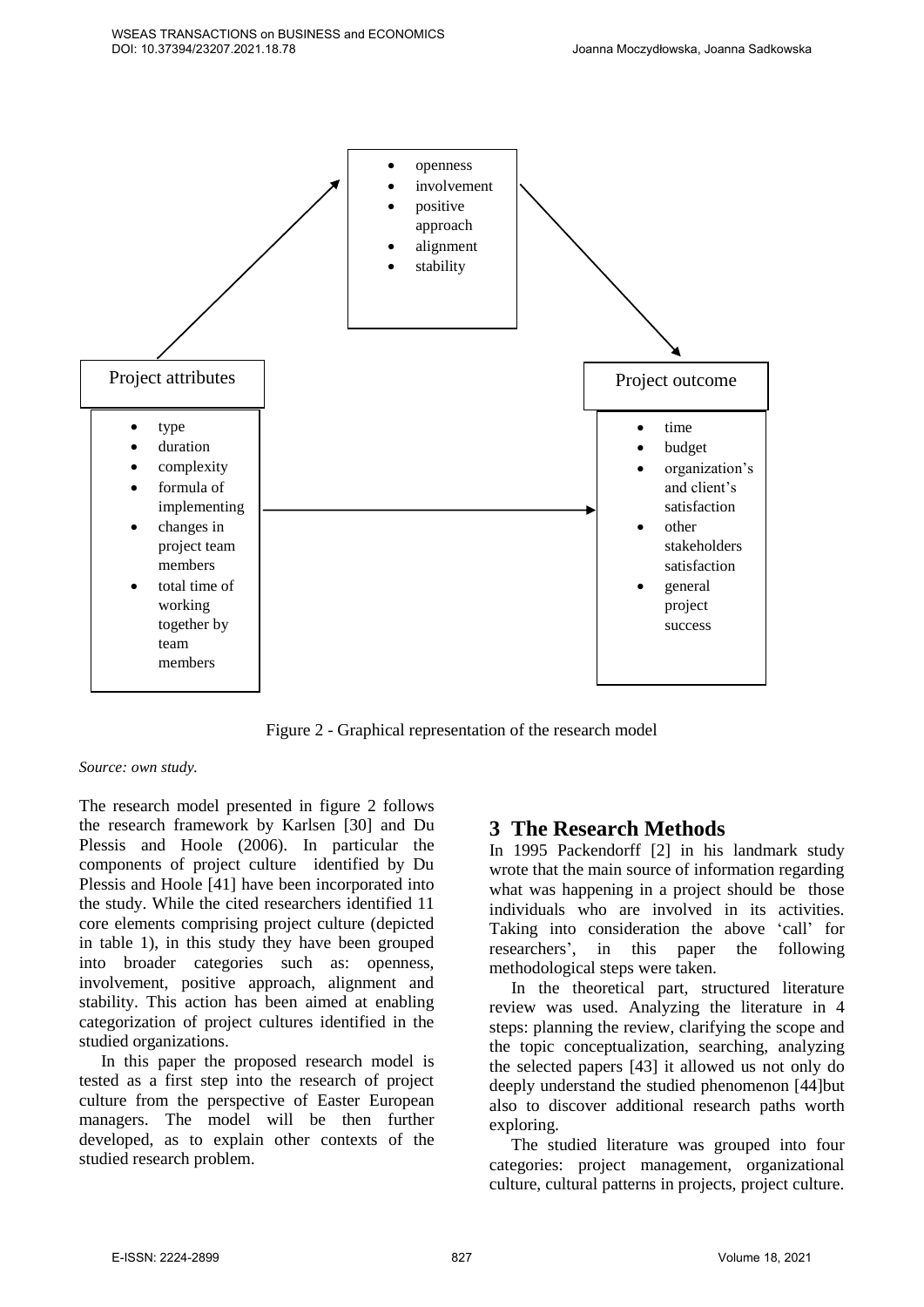- openness
- involvement
- positive approach
- alignment
- stability

Project attributes

- type
- duration
- complexity
- formula of implementing
- changes in project team members
- total time of working together by team members

Project outcome

- time
- budget
- organization's and client's satisfaction
- other stakeholders satisfaction
- general project success

Figure 2 - Graphical representation of the research model

*Source: own study.*

The research model presented in figure 2 follows the research framework by Karlsen [30] and Du Plessis and Hoole (2006). In particular the components of project culture identified by Du Plessis and Hoole [41] have been incorporated into the study. While the cited researchers identified 11 core elements comprising project culture (depicted in table 1), in this study they have been grouped into broader categories such as: openness, involvement, positive approach, alignment and stability. This action has been aimed at enabling categorization of project cultures identified in the studied organizations.

In this paper the proposed research model is tested as a first step into the research of project culture from the perspective of Easter European managers. The model will be then further developed, as to explain other contexts of the studied research problem.

# 3 The Research Methods

In 1995 Packendorff [2] in his landmark study wrote that the main source of information regarding what was happening in a project should be those individuals who are involved in its activities. Taking into consideration the above 'call' for researchers', in this paper the following methodological steps were taken.

In the theoretical part, structured literature review was used. Analyzing the literature in 4 steps: planning the review, clarifying the scope and the topic conceptualization, searching, analyzing the selected papers [43] it allowed us not only do deeply understand the studied phenomenon [44]but also to discover additional research paths worth exploring.

The studied literature was grouped into four categories: project management, organizational culture, cultural patterns in projects, project culture.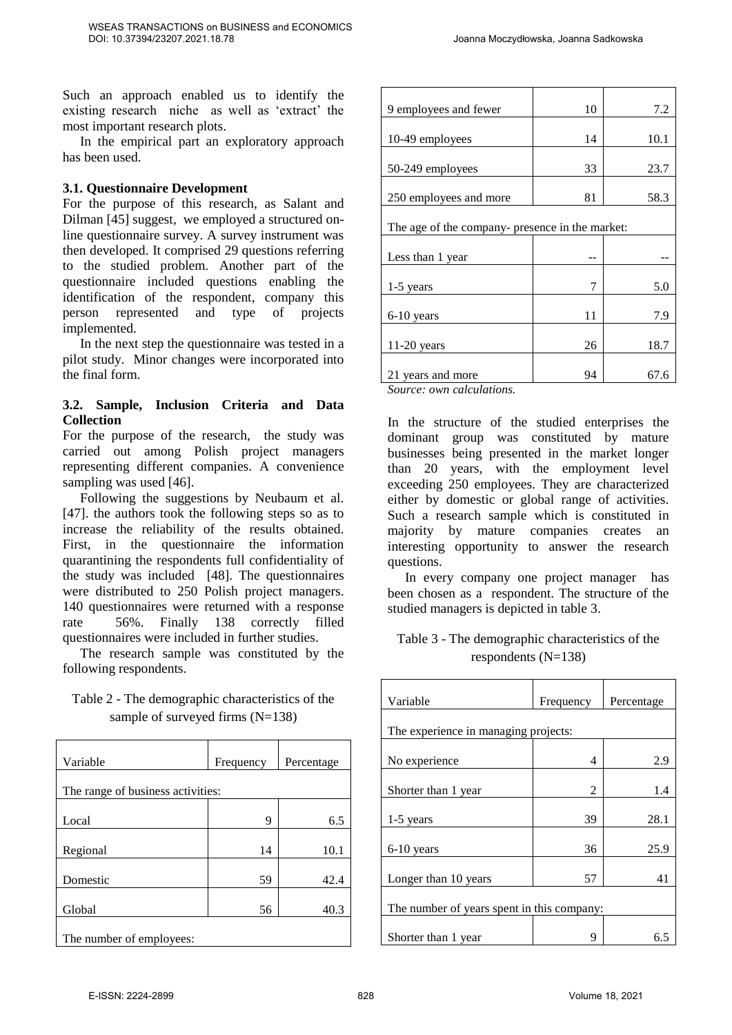Such an approach enabled us to identify the existing research niche as well as 'extract' the most important research plots.

In the empirical part an exploratory approach has been used.

### 3.1. Questionnaire Development

For the purpose of this research, as Salant and Dilman [45] suggest, we employed a structured on-line questionnaire survey. A survey instrument was then developed. It comprised 29 questions referring to the studied problem. Another part of the questionnaire included questions enabling the identification of the respondent, company this person represented and type of projects implemented.

In the next step the questionnaire was tested in a pilot study. Minor changes were incorporated into the final form.

### 3.2. Sample, Inclusion Criteria and Data Collection

For the purpose of the research, the study was carried out among Polish project managers representing different companies. A convenience sampling was used [46].

Following the suggestions by Neubaum et al. [47]. the authors took the following steps so as to increase the reliability of the results obtained. First, in the questionnaire the information quarantining the respondents full confidentiality of the study was included [48]. The questionnaires were distributed to 250 Polish project managers. 140 questionnaires were returned with a response rate 56%. Finally 138 correctly filled questionnaires were included in further studies.

The research sample was constituted by the following respondents.

Table 2 - The demographic characteristics of the sample of surveyed firms (N=138)

| Variable | Frequency | Percentage |
|---|---|---|
| The range of business activities: | | |
| Local | 9 | 6.5 |
| Regional | 14 | 10.1 |
| Domestic | 59 | 42.4 |
| Global | 56 | 40.3 |
| The number of employees: | | |
| 9 employees and fewer | 10 | 7.2 |
| 10-49 employees | 14 | 10.1 |
| 50-249 employees | 33 | 23.7 |
| 250 employees and more | 81 | 58.3 |
| The age of the company- presence in the market: | | |
| Less than 1 year | -- | -- |
| 1-5 years | 7 | 5.0 |
| 6-10 years | 11 | 7.9 |
| 11-20 years | 26 | 18.7 |
| 21 years and more | 94 | 67.6 |

*Source: own calculations.*

In the structure of the studied enterprises the dominant group was constituted by mature businesses being presented in the market longer than 20 years, with the employment level exceeding 250 employees. They are characterized either by domestic or global range of activities. Such a research sample which is constituted in majority by mature companies creates an interesting opportunity to answer the research questions.

In every company one project manager has been chosen as a respondent. The structure of the studied managers is depicted in table 3.

Table 3 - The demographic characteristics of the respondents (N=138)

| Variable | Frequency | Percentage |
|---|---|---|
| The experience in managing projects: | | |
| No experience | 4 | 2.9 |
| Shorter than 1 year | 2 | 1.4 |
| 1-5 years | 39 | 28.1 |
| 6-10 years | 36 | 25.9 |
| Longer than 10 years | 57 | 41 |
| The number of years spent in this company: | | |
| Shorter than 1 year | 9 | 6.5 |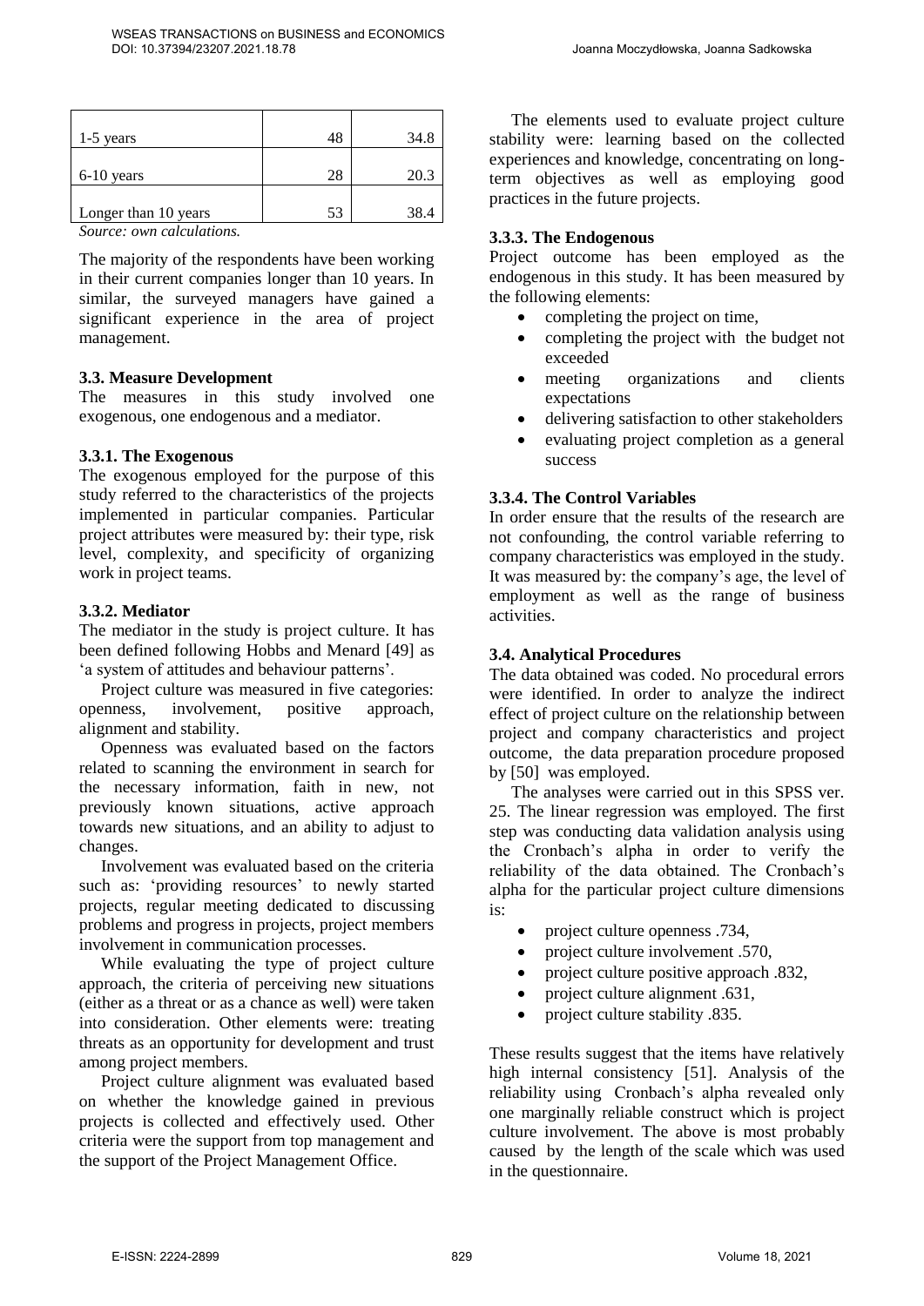| | | |
|---|---|---|
| 1-5 years | 48 | 34.8 |
| 6-10 years | 28 | 20.3 |
| Longer than 10 years | 53 | 38.4 |

*Source: own calculations.*

The majority of the respondents have been working in their current companies longer than 10 years. In similar, the surveyed managers have gained a significant experience in the area of project management.

### 3.3. Measure Development

The measures in this study involved one exogenous, one endogenous and a mediator.

#### 3.3.1. The Exogenous

The exogenous employed for the purpose of this study referred to the characteristics of the projects implemented in particular companies. Particular project attributes were measured by: their type, risk level, complexity, and specificity of organizing work in project teams.

#### 3.3.2. Mediator

The mediator in the study is project culture. It has been defined following Hobbs and Menard [49] as 'a system of attitudes and behaviour patterns'.

Project culture was measured in five categories: openness, involvement, positive approach, alignment and stability.

Openness was evaluated based on the factors related to scanning the environment in search for the necessary information, faith in new, not previously known situations, active approach towards new situations, and an ability to adjust to changes.

Involvement was evaluated based on the criteria such as: 'providing resources' to newly started projects, regular meeting dedicated to discussing problems and progress in projects, project members involvement in communication processes.

While evaluating the type of project culture approach, the criteria of perceiving new situations (either as a threat or as a chance as well) were taken into consideration. Other elements were: treating threats as an opportunity for development and trust among project members.

Project culture alignment was evaluated based on whether the knowledge gained in previous projects is collected and effectively used. Other criteria were the support from top management and the support of the Project Management Office.

The elements used to evaluate project culture stability were: learning based on the collected experiences and knowledge, concentrating on long-term objectives as well as employing good practices in the future projects.

#### 3.3.3. The Endogenous

Project outcome has been employed as the endogenous in this study. It has been measured by the following elements:

- completing the project on time,
- completing the project with the budget not exceeded
- meeting organizations and clients expectations
- delivering satisfaction to other stakeholders
- evaluating project completion as a general success

#### 3.3.4. The Control Variables

In order ensure that the results of the research are not confounding, the control variable referring to company characteristics was employed in the study. It was measured by: the company's age, the level of employment as well as the range of business activities.

### 3.4. Analytical Procedures

The data obtained was coded. No procedural errors were identified. In order to analyze the indirect effect of project culture on the relationship between project and company characteristics and project outcome, the data preparation procedure proposed by [50] was employed.

The analyses were carried out in this SPSS ver. 25. The linear regression was employed. The first step was conducting data validation analysis using the Cronbach's alpha in order to verify the reliability of the data obtained. The Cronbach's alpha for the particular project culture dimensions is:

- project culture openness .734,
- project culture involvement .570,
- project culture positive approach .832,
- project culture alignment .631,
- project culture stability .835.

These results suggest that the items have relatively high internal consistency [51]. Analysis of the reliability using Cronbach's alpha revealed only one marginally reliable construct which is project culture involvement. The above is most probably caused by the length of the scale which was used in the questionnaire.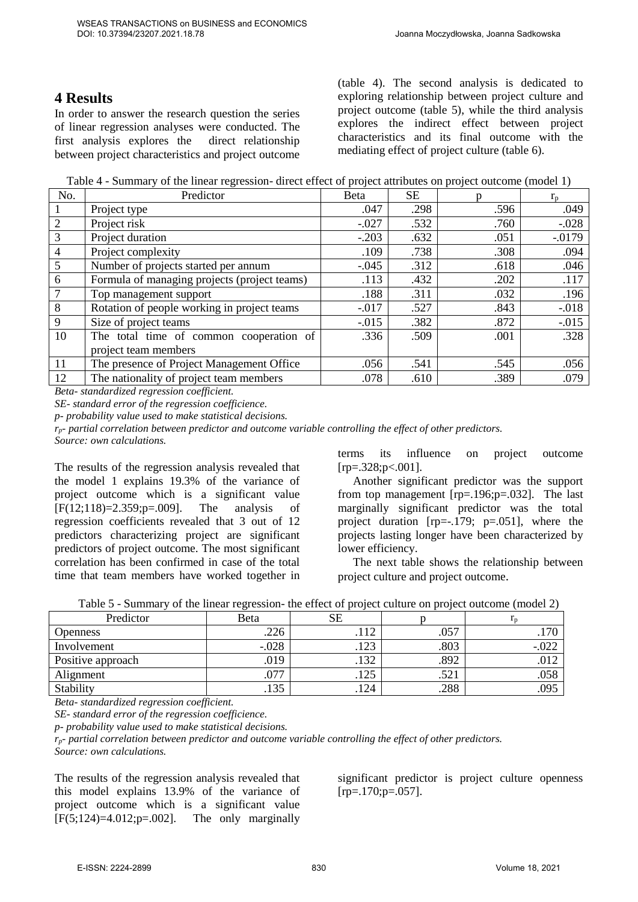## 4 Results

In order to answer the research question the series of linear regression analyses were conducted. The first analysis explores the direct relationship between project characteristics and project outcome (table 4). The second analysis is dedicated to exploring relationship between project culture and project outcome (table 5), while the third analysis explores the indirect effect between project characteristics and its final outcome with the mediating effect of project culture (table 6).

Table 4 - Summary of the linear regression- direct effect of project attributes on project outcome (model 1)

| No. | Predictor | Beta | SE | p | $r_p$ |
|---|---|---|---|---|---|
| 1 | Project type | .047 | .298 | .596 | .049 |
| 2 | Project risk | -.027 | .532 | .760 | -.028 |
| 3 | Project duration | -.203 | .632 | .051 | -.0179 |
| 4 | Project complexity | .109 | .738 | .308 | .094 |
| 5 | Number of projects started per annum | -.045 | .312 | .618 | .046 |
| 6 | Formula of managing projects (project teams) | .113 | .432 | .202 | .117 |
| 7 | Top management support | .188 | .311 | .032 | .196 |
| 8 | Rotation of people working in project teams | -.017 | .527 | .843 | -.018 |
| 9 | Size of project teams | -.015 | .382 | .872 | -.015 |
| 10 | The total time of common cooperation of project team members | .336 | .509 | .001 | .328 |
| 11 | The presence of Project Management Office | .056 | .541 | .545 | .056 |
| 12 | The nationality of project team members | .078 | .610 | .389 | .079 |

*Beta- standardized regression coefficient.*
*SE- standard error of the regression coefficience.*
*p- probability value used to make statistical decisions.*
*$r_p$- partial correlation between predictor and outcome variable controlling the effect of other predictors.*
*Source: own calculations.*

The results of the regression analysis revealed that the model 1 explains 19.3% of the variance of project outcome which is a significant value [$F(12;118)=2.359;p=.009$]. The analysis of regression coefficients revealed that 3 out of 12 predictors characterizing project are significant predictors of project outcome. The most significant correlation has been confirmed in case of the total time that team members have worked together in terms its influence on project outcome [$rp=.328;p<.001$].

Another significant predictor was the support from top management [$rp=.196;p=.032$]. The last marginally significant predictor was the total project duration [$rp=-.179$; $p=.051$], where the projects lasting longer have been characterized by lower efficiency.

The next table shows the relationship between project culture and project outcome.

Table 5 - Summary of the linear regression- the effect of project culture on project outcome (model 2)

| Predictor | Beta | SE | p | $r_p$ |
|---|---|---|---|---|
| Openness | .226 | .112 | .057 | .170 |
| Involvement | -.028 | .123 | .803 | -.022 |
| Positive approach | .019 | .132 | .892 | .012 |
| Alignment | .077 | .125 | .521 | .058 |
| Stability | .135 | .124 | .288 | .095 |

*Beta- standardized regression coefficient.*
*SE- standard error of the regression coefficience.*
*p- probability value used to make statistical decisions.*
*$r_p$- partial correlation between predictor and outcome variable controlling the effect of other predictors.*
*Source: own calculations.*

The results of the regression analysis revealed that this model explains 13.9% of the variance of project outcome which is a significant value [$F(5;124)=4.012;p=.002$]. The only marginally significant predictor is project culture openness [$rp=.170;p=.057$].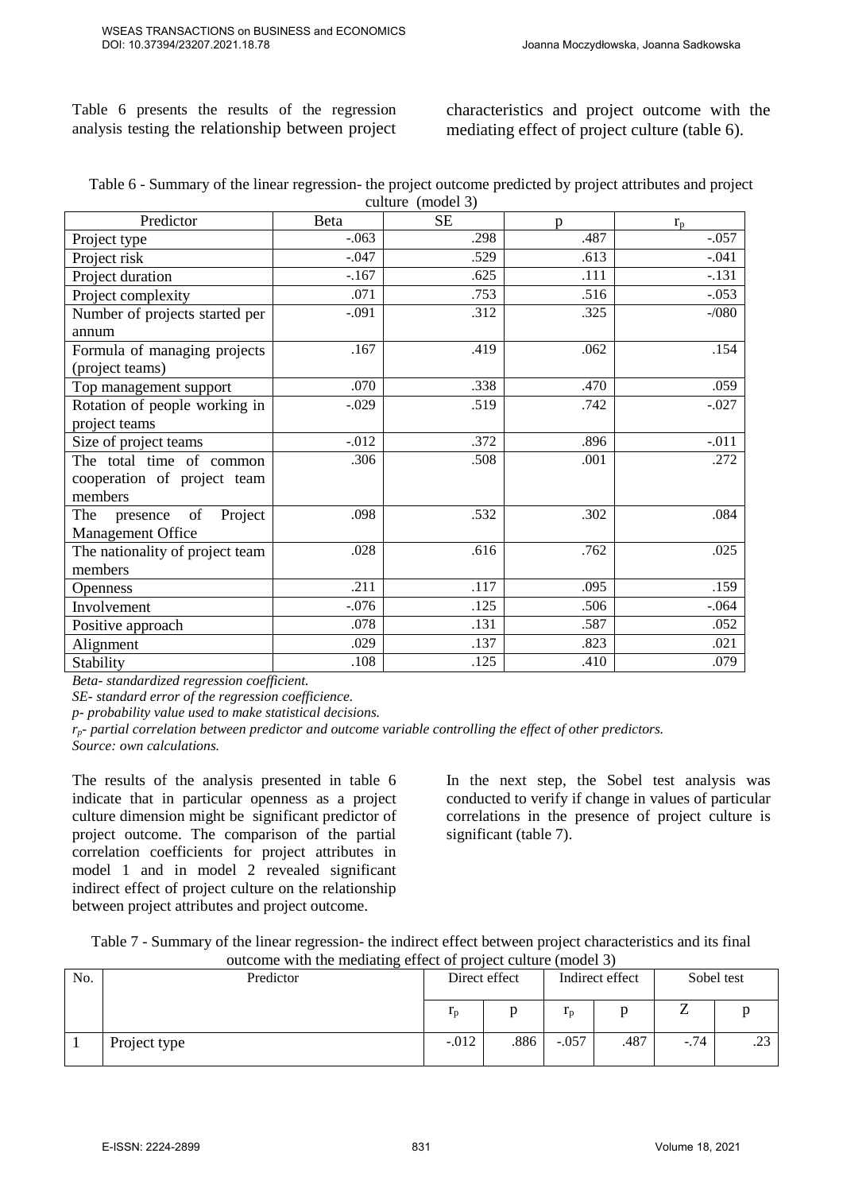Table 6 presents the results of the regression analysis testing the relationship between project characteristics and project outcome with the mediating effect of project culture (table 6).

Table 6 - Summary of the linear regression- the project outcome predicted by project attributes and project culture (model 3)

| Predictor | Beta | SE | p | $r_p$ |
|---|---|---|---|---|
| Project type | -.063 | .298 | .487 | -.057 |
| Project risk | -.047 | .529 | .613 | -.041 |
| Project duration | -.167 | .625 | .111 | -.131 |
| Project complexity | .071 | .753 | .516 | -.053 |
| Number of projects started per annum | -.091 | .312 | .325 | -/080 |
| Formula of managing projects (project teams) | .167 | .419 | .062 | .154 |
| Top management support | .070 | .338 | .470 | .059 |
| Rotation of people working in project teams | -.029 | .519 | .742 | -.027 |
| Size of project teams | -.012 | .372 | .896 | -.011 |
| The total time of common cooperation of project team members | .306 | .508 | .001 | .272 |
| The presence of Project Management Office | .098 | .532 | .302 | .084 |
| The nationality of project team members | .028 | .616 | .762 | .025 |
| Openness | .211 | .117 | .095 | .159 |
| Involvement | -.076 | .125 | .506 | -.064 |
| Positive approach | .078 | .131 | .587 | .052 |
| Alignment | .029 | .137 | .823 | .021 |
| Stability | .108 | .125 | .410 | .079 |

*Beta- standardized regression coefficient.*
*SE- standard error of the regression coefficience.*
*p- probability value used to make statistical decisions.*
*$r_p$- partial correlation between predictor and outcome variable controlling the effect of other predictors.*
*Source: own calculations.*

The results of the analysis presented in table 6 indicate that in particular openness as a project culture dimension might be significant predictor of project outcome. The comparison of the partial correlation coefficients for project attributes in model 1 and in model 2 revealed significant indirect effect of project culture on the relationship between project attributes and project outcome.

In the next step, the Sobel test analysis was conducted to verify if change in values of particular correlations in the presence of project culture is significant (table 7).

Table 7 - Summary of the linear regression- the indirect effect between project characteristics and its final outcome with the mediating effect of project culture (model 3)

| No. | Predictor | Direct effect | | Indirect effect | | Sobel test | |
|---|---|---|---|---|---|---|---|
| | | $r_p$ | p | $r_p$ | p | Z | p |
| 1 | Project type | -.012 | .886 | -.057 | .487 | -.74 | .23 |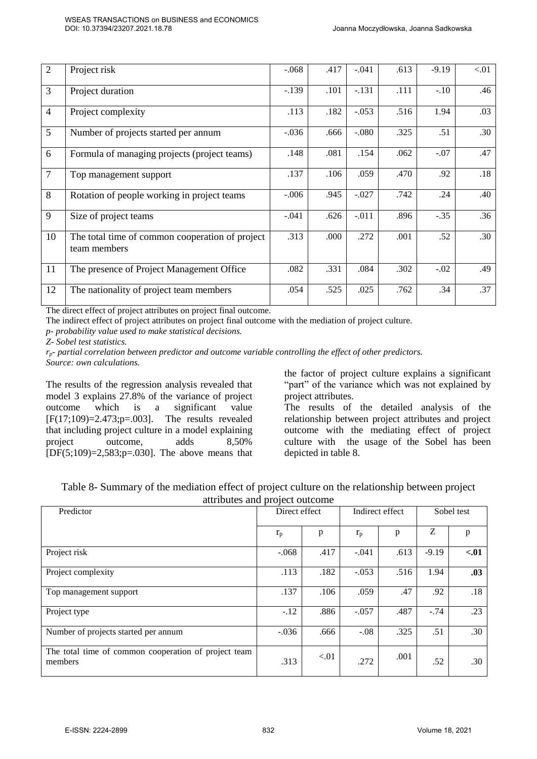| 2 | Project risk | -.068 | .417 | -.041 | .613 | -9.19 | <.01 |
|---|---|---|---|---|---|---|---|
| 3 | Project duration | -.139 | .101 | -.131 | .111 | -.10 | .46 |
| 4 | Project complexity | .113 | .182 | -.053 | .516 | 1.94 | .03 |
| 5 | Number of projects started per annum | -.036 | .666 | -.080 | .325 | .51 | .30 |
| 6 | Formula of managing projects (project teams) | .148 | .081 | .154 | .062 | -.07 | .47 |
| 7 | Top management support | .137 | .106 | .059 | .470 | .92 | .18 |
| 8 | Rotation of people working in project teams | -.006 | .945 | -.027 | .742 | .24 | .40 |
| 9 | Size of project teams | -.041 | .626 | -.011 | .896 | -.35 | .36 |
| 10 | The total time of common cooperation of project team members | .313 | .000 | .272 | .001 | .52 | .30 |
| 11 | The presence of Project Management Office | .082 | .331 | .084 | .302 | -.02 | .49 |
| 12 | The nationality of project team members | .054 | .525 | .025 | .762 | .34 | .37 |

The direct effect of project attributes on project final outcome.
The indirect effect of project attributes on project final outcome with the mediation of project culture.
*p- probability value used to make statistical decisions.*
*Z- Sobel test statistics.*
*$r_p$- partial correlation between predictor and outcome variable controlling the effect of other predictors.*
*Source: own calculations.*

The results of the regression analysis revealed that model 3 explains 27.8% of the variance of project outcome which is a significant value [$F(17;109)=2.473;p=.003$]. The results revealed that including project culture in a model explaining project outcome, adds 8,50% [$DF(5;109)=2,583;p=.030$]. The above means that the factor of project culture explains a significant "part" of the variance which was not explained by project attributes.
The results of the detailed analysis of the relationship between project attributes and project outcome with the mediating effect of project culture with the usage of the Sobel has been depicted in table 8.

Table 8- Summary of the mediation effect of project culture on the relationship between project attributes and project outcome

| Predictor | Direct effect | | Indirect effect | | Sobel test | |
|---|---|---|---|---|---|---|
| | $r_p$ | p | $r_p$ | p | Z | p |
| Project risk | -.068 | .417 | -.041 | .613 | -9.19 | **<.01** |
| Project complexity | .113 | .182 | -.053 | .516 | 1.94 | **.03** |
| Top management support | .137 | .106 | .059 | .47 | .92 | .18 |
| Project type | -.12 | .886 | -.057 | .487 | -.74 | .23 |
| Number of projects started per annum | -.036 | .666 | -.08 | .325 | .51 | .30 |
| The total time of common cooperation of project team members | .313 | <.01 | .272 | .001 | .52 | .30 |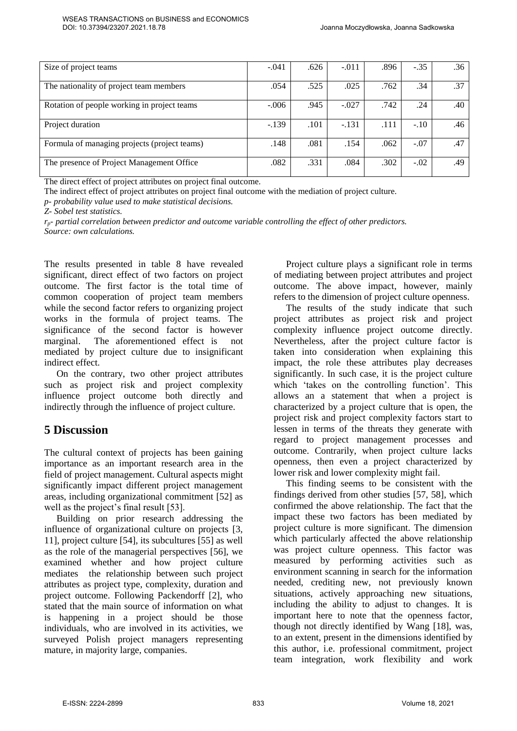| Size of project teams | -.041 | .626 | -.011 | .896 | -.35 | .36 |
|---|---|---|---|---|---|---|
| The nationality of project team members | .054 | .525 | .025 | .762 | .34 | .37 |
| Rotation of people working in project teams | -.006 | .945 | -.027 | .742 | .24 | .40 |
| Project duration | -.139 | .101 | -.131 | .111 | -.10 | .46 |
| Formula of managing projects (project teams) | .148 | .081 | .154 | .062 | -.07 | .47 |
| The presence of Project Management Office | .082 | .331 | .084 | .302 | -.02 | .49 |

The direct effect of project attributes on project final outcome.
The indirect effect of project attributes on project final outcome with the mediation of project culture.
*p- probability value used to make statistical decisions.*
*Z- Sobel test statistics.*
*$r_p$- partial correlation between predictor and outcome variable controlling the effect of other predictors.*
*Source: own calculations.*

The results presented in table 8 have revealed significant, direct effect of two factors on project outcome. The first factor is the total time of common cooperation of project team members while the second factor refers to organizing project works in the formula of project teams. The significance of the second factor is however marginal. The aforementioned effect is not mediated by project culture due to insignificant indirect effect.

On the contrary, two other project attributes such as project risk and project complexity influence project outcome both directly and indirectly through the influence of project culture.

# 5 Discussion

The cultural context of projects has been gaining importance as an important research area in the field of project management. Cultural aspects might significantly impact different project management areas, including organizational commitment [52] as well as the project's final result [53].

Building on prior research addressing the influence of organizational culture on projects [3, 11], project culture [54], its subcultures [55] as well as the role of the managerial perspectives [56], we examined whether and how project culture mediates the relationship between such project attributes as project type, complexity, duration and project outcome. Following Packendorff [2], who stated that the main source of information on what is happening in a project should be those individuals, who are involved in its activities, we surveyed Polish project managers representing mature, in majority large, companies.

Project culture plays a significant role in terms of mediating between project attributes and project outcome. The above impact, however, mainly refers to the dimension of project culture openness.

The results of the study indicate that such project attributes as project risk and project complexity influence project outcome directly. Nevertheless, after the project culture factor is taken into consideration when explaining this impact, the role these attributes play decreases significantly. In such case, it is the project culture which 'takes on the controlling function'. This allows an a statement that when a project is characterized by a project culture that is open, the project risk and project complexity factors start to lessen in terms of the threats they generate with regard to project management processes and outcome. Contrarily, when project culture lacks openness, then even a project characterized by lower risk and lower complexity might fail.

This finding seems to be consistent with the findings derived from other studies [57, 58], which confirmed the above relationship. The fact that the impact these two factors has been mediated by project culture is more significant. The dimension which particularly affected the above relationship was project culture openness. This factor was measured by performing activities such as environment scanning in search for the information needed, crediting new, not previously known situations, actively approaching new situations, including the ability to adjust to changes. It is important here to note that the openness factor, though not directly identified by Wang [18], was, to an extent, present in the dimensions identified by this author, i.e. professional commitment, project team integration, work flexibility and work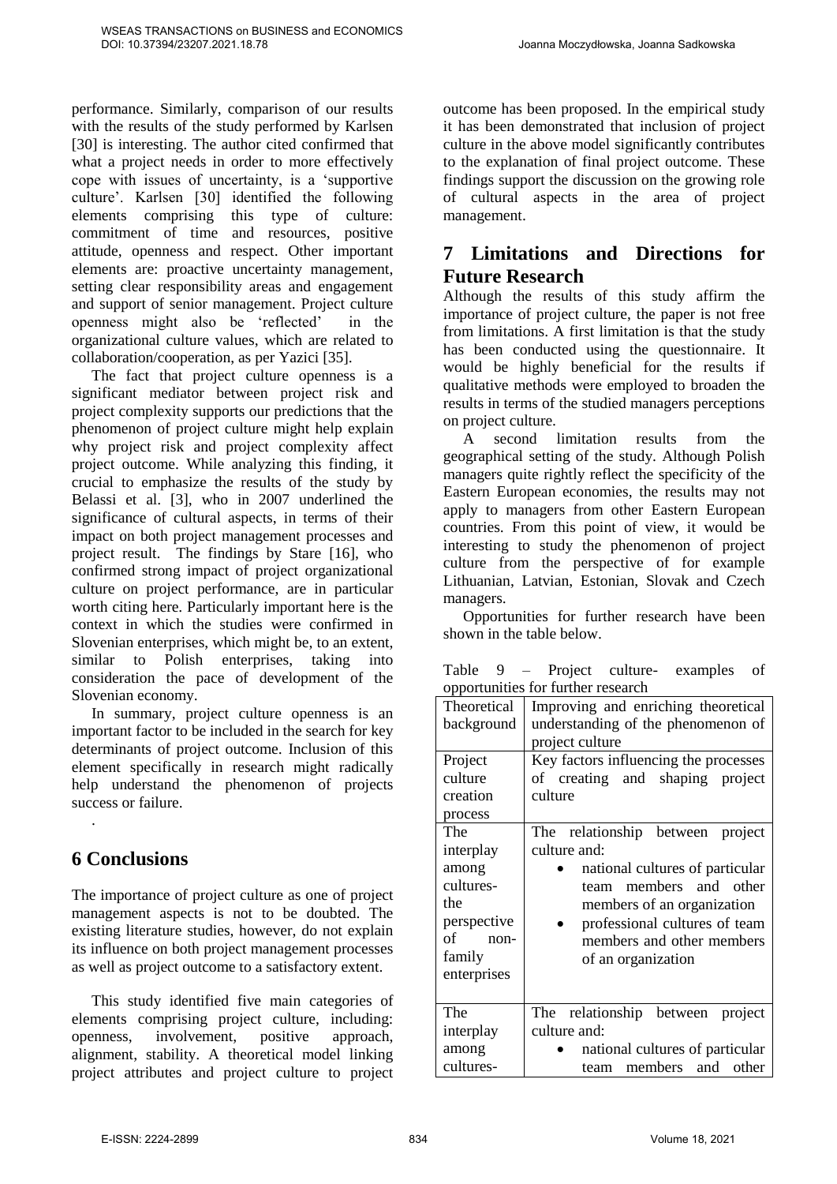performance. Similarly, comparison of our results with the results of the study performed by Karlsen [30] is interesting. The author cited confirmed that what a project needs in order to more effectively cope with issues of uncertainty, is a 'supportive culture'. Karlsen [30] identified the following elements comprising this type of culture: commitment of time and resources, positive attitude, openness and respect. Other important elements are: proactive uncertainty management, setting clear responsibility areas and engagement and support of senior management. Project culture openness might also be 'reflected' in the organizational culture values, which are related to collaboration/cooperation, as per Yazici [35].

The fact that project culture openness is a significant mediator between project risk and project complexity supports our predictions that the phenomenon of project culture might help explain why project risk and project complexity affect project outcome. While analyzing this finding, it crucial to emphasize the results of the study by Belassi et al. [3], who in 2007 underlined the significance of cultural aspects, in terms of their impact on both project management processes and project result. The findings by Stare [16], who confirmed strong impact of project organizational culture on project performance, are in particular worth citing here. Particularly important here is the context in which the studies were confirmed in Slovenian enterprises, which might be, to an extent, similar to Polish enterprises, taking into consideration the pace of development of the Slovenian economy.

In summary, project culture openness is an important factor to be included in the search for key determinants of project outcome. Inclusion of this element specifically in research might radically help understand the phenomenon of projects success or failure.

.

## 6 Conclusions

The importance of project culture as one of project management aspects is not to be doubted. The existing literature studies, however, do not explain its influence on both project management processes as well as project outcome to a satisfactory extent.

This study identified five main categories of elements comprising project culture, including: openness, involvement, positive approach, alignment, stability. A theoretical model linking project attributes and project culture to project outcome has been proposed. In the empirical study it has been demonstrated that inclusion of project culture in the above model significantly contributes to the explanation of final project outcome. These findings support the discussion on the growing role of cultural aspects in the area of project management.

## 7 Limitations and Directions for Future Research

Although the results of this study affirm the importance of project culture, the paper is not free from limitations. A first limitation is that the study has been conducted using the questionnaire. It would be highly beneficial for the results if qualitative methods were employed to broaden the results in terms of the studied managers perceptions on project culture.

A second limitation results from the geographical setting of the study. Although Polish managers quite rightly reflect the specificity of the Eastern European economies, the results may not apply to managers from other Eastern European countries. From this point of view, it would be interesting to study the phenomenon of project culture from the perspective of for example Lithuanian, Latvian, Estonian, Slovak and Czech managers.

Opportunities for further research have been shown in the table below.

Table 9 – Project culture- examples of opportunities for further research

| | |
|---|---|
| Theoretical background | Improving and enriching theoretical understanding of the phenomenon of project culture |
| Project culture creation process | Key factors influencing the processes of creating and shaping project culture |
| The interplay among cultures- the perspective of non-family enterprises | The relationship between project culture and:<br>• national cultures of particular team members and other members of an organization<br>• professional cultures of team members and other members of an organization |
| The interplay among cultures- | The relationship between project culture and:<br>• national cultures of particular team members and other |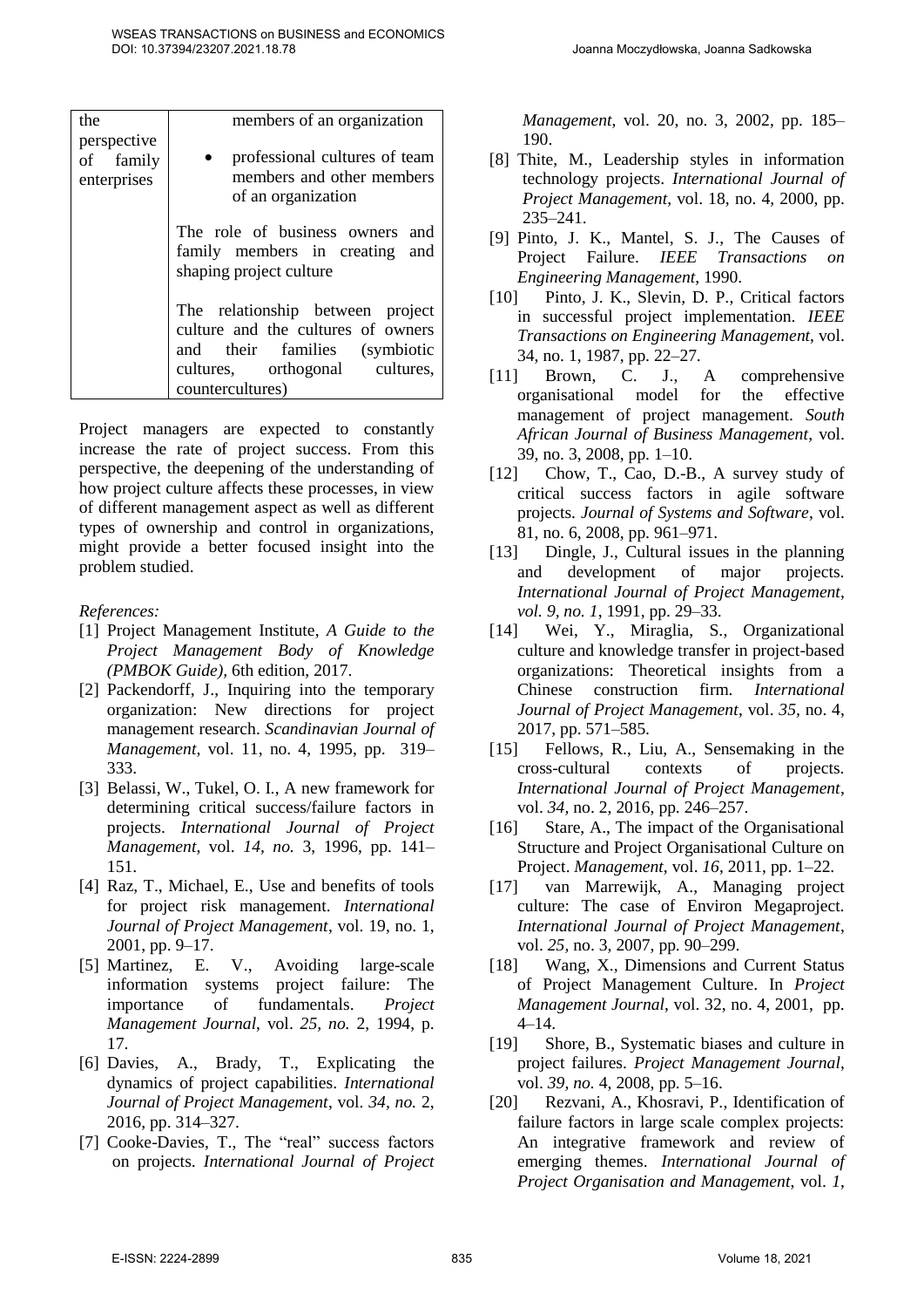| the perspective of family enterprises | members of an organization<br>• professional cultures of team members and other members of an organization<br><br>The role of business owners and family members in creating and shaping project culture<br><br>The relationship between project culture and the cultures of owners and their families (symbiotic cultures, orthogonal cultures, countercultures) |
|---|---|

Project managers are expected to constantly increase the rate of project success. From this perspective, the deepening of the understanding of how project culture affects these processes, in view of different management aspect as well as different types of ownership and control in organizations, might provide a better focused insight into the problem studied.

*References:*

[1] Project Management Institute, *A Guide to the Project Management Body of Knowledge (PMBOK Guide)*, 6th edition, 2017.

[2] Packendorff, J., Inquiring into the temporary organization: New directions for project management research. *Scandinavian Journal of Management*, vol. 11, no. 4, 1995, pp. 319–333.

[3] Belassi, W., Tukel, O. I., A new framework for determining critical success/failure factors in projects. *International Journal of Project Management*, vol. *14, no.* 3, 1996, pp. 141–151.

[4] Raz, T., Michael, E., Use and benefits of tools for project risk management. *International Journal of Project Management*, vol. 19, no. 1, 2001, pp. 9–17.

[5] Martinez, E. V., Avoiding large-scale information systems project failure: The importance of fundamentals. *Project Management Journal*, vol. *25, no.* 2, 1994, p. 17.

[6] Davies, A., Brady, T., Explicating the dynamics of project capabilities. *International Journal of Project Management*, vol. *34, no.* 2, 2016, pp. 314–327.

[7] Cooke-Davies, T., The "real" success factors on projects. *International Journal of Project Management*, vol. 20, no. 3, 2002, pp. 185–190.

[8] Thite, M., Leadership styles in information technology projects. *International Journal of Project Management*, vol. 18, no. 4, 2000, pp. 235–241.

[9] Pinto, J. K., Mantel, S. J., The Causes of Project Failure. *IEEE Transactions on Engineering Management*, 1990.

[10] Pinto, J. K., Slevin, D. P., Critical factors in successful project implementation. *IEEE Transactions on Engineering Management*, vol. 34, no. 1, 1987, pp. 22–27.

[11] Brown, C. J., A comprehensive organisational model for the effective management of project management. *South African Journal of Business Management*, vol. 39, no. 3, 2008, pp. 1–10.

[12] Chow, T., Cao, D.-B., A survey study of critical success factors in agile software projects. *Journal of Systems and Software*, vol. 81, no. 6, 2008, pp. 961–971.

[13] Dingle, J., Cultural issues in the planning and development of major projects. *International Journal of Project Management*, *vol. 9, no. 1*, 1991, pp. 29–33.

[14] Wei, Y., Miraglia, S., Organizational culture and knowledge transfer in project-based organizations: Theoretical insights from a Chinese construction firm. *International Journal of Project Management*, vol. *35,* no. 4, 2017, pp. 571–585.

[15] Fellows, R., Liu, A., Sensemaking in the cross-cultural contexts of projects. *International Journal of Project Management*, vol. *34,* no. 2, 2016, pp. 246–257.

[16] Stare, A., The impact of the Organisational Structure and Project Organisational Culture on Project. *Management*, vol. *16*, 2011, pp. 1–22.

[17] van Marrewijk, A., Managing project culture: The case of Environ Megaproject. *International Journal of Project Management*, vol. *25,* no. 3, 2007, pp. 90–299.

[18] Wang, X., Dimensions and Current Status of Project Management Culture. In *Project Management Journal*, vol. 32, no. 4, 2001, pp. 4–14.

[19] Shore, B., Systematic biases and culture in project failures. *Project Management Journal*, vol. *39, no.* 4, 2008, pp. 5–16.

[20] Rezvani, A., Khosravi, P., Identification of failure factors in large scale complex projects: An integrative framework and review of emerging themes. *International Journal of Project Organisation and Management*, vol. *1*,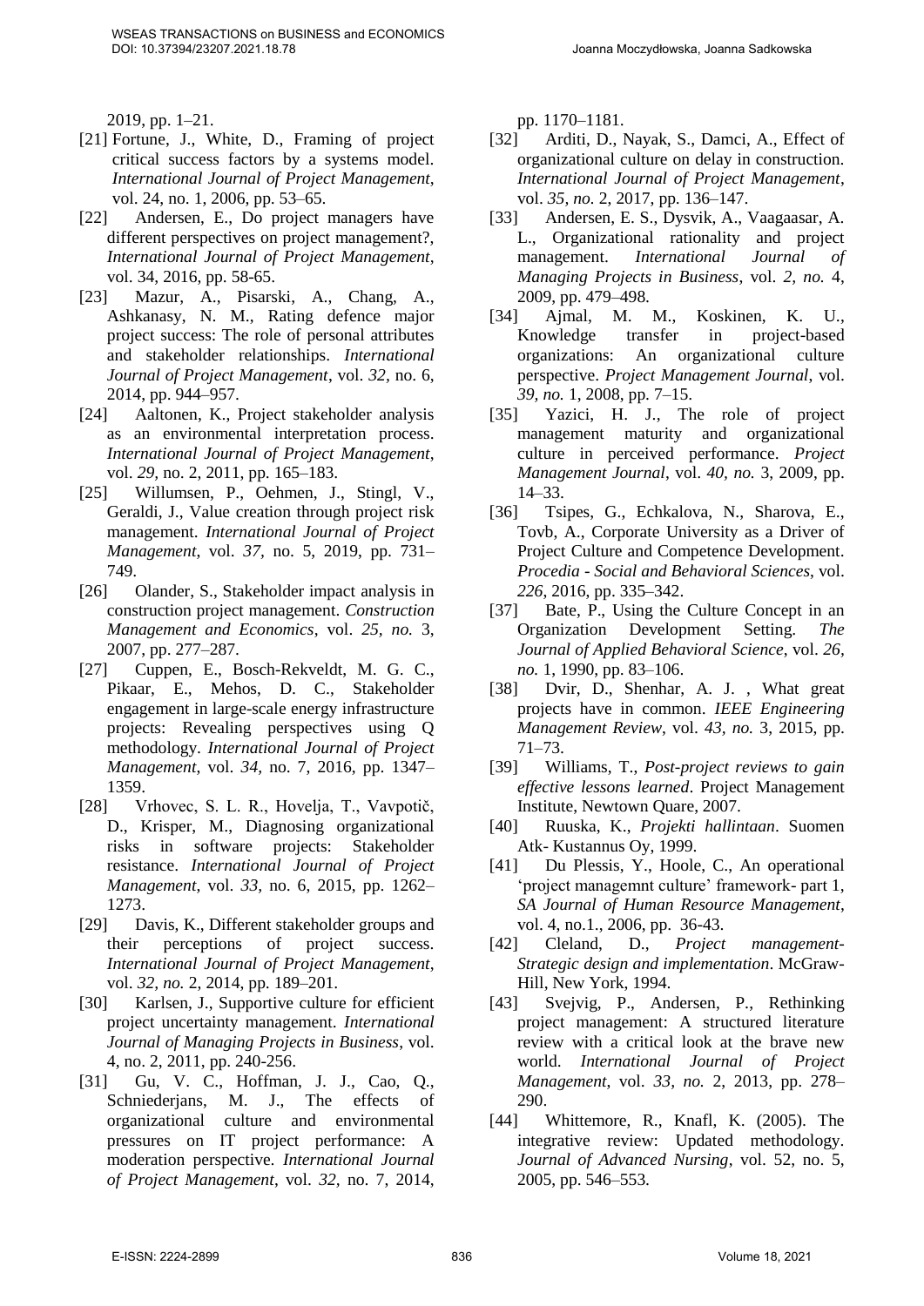2019, pp. 1–21.

[21] Fortune, J., White, D., Framing of project critical success factors by a systems model. *International Journal of Project Management*, vol. 24, no. 1, 2006, pp. 53–65.

[22] Andersen, E., Do project managers have different perspectives on project management?, *International Journal of Project Management*, vol. 34, 2016, pp. 58-65.

[23] Mazur, A., Pisarski, A., Chang, A., Ashkanasy, N. M., Rating defence major project success: The role of personal attributes and stakeholder relationships. *International Journal of Project Management*, vol. *32*, no. 6, 2014, pp. 944–957.

[24] Aaltonen, K., Project stakeholder analysis as an environmental interpretation process. *International Journal of Project Management*, vol. *29*, no. 2, 2011, pp. 165–183.

[25] Willumsen, P., Oehmen, J., Stingl, V., Geraldi, J., Value creation through project risk management. *International Journal of Project Management*, vol. *37*, no. 5, 2019, pp. 731–749.

[26] Olander, S., Stakeholder impact analysis in construction project management. *Construction Management and Economics*, vol. *25, no.* 3, 2007, pp. 277–287.

[27] Cuppen, E., Bosch-Rekveldt, M. G. C., Pikaar, E., Mehos, D. C., Stakeholder engagement in large-scale energy infrastructure projects: Revealing perspectives using Q methodology. *International Journal of Project Management*, vol. *34*, no. 7, 2016, pp. 1347–1359.

[28] Vrhovec, S. L. R., Hovelja, T., Vavpotič, D., Krisper, M., Diagnosing organizational risks in software projects: Stakeholder resistance. *International Journal of Project Management*, vol. *33*, no. 6, 2015, pp. 1262–1273.

[29] Davis, K., Different stakeholder groups and their perceptions of project success. *International Journal of Project Management*, vol. *32, no.* 2, 2014, pp. 189–201.

[30] Karlsen, J., Supportive culture for efficient project uncertainty management. *International Journal of Managing Projects in Business*, vol. 4, no. 2, 2011, pp. 240-256.

[31] Gu, V. C., Hoffman, J. J., Cao, Q., Schniederjans, M. J., The effects of organizational culture and environmental pressures on IT project performance: A moderation perspective. *International Journal of Project Management*, vol. *32*, no. 7, 2014, pp. 1170–1181.

[32] Arditi, D., Nayak, S., Damci, A., Effect of organizational culture on delay in construction. *International Journal of Project Management*, vol. *35, no.* 2, 2017, pp. 136–147.

[33] Andersen, E. S., Dysvik, A., Vaagaasar, A. L., Organizational rationality and project management. *International Journal of Managing Projects in Business*, vol. *2, no.* 4, 2009, pp. 479–498.

[34] Ajmal, M. M., Koskinen, K. U., Knowledge transfer in project-based organizations: An organizational culture perspective. *Project Management Journal*, vol. *39, no.* 1, 2008, pp. 7–15.

[35] Yazici, H. J., The role of project management maturity and organizational culture in perceived performance. *Project Management Journal*, vol. *40, no.* 3, 2009, pp. 14–33.

[36] Tsipes, G., Echkalova, N., Sharova, E., Tovb, A., Corporate University as a Driver of Project Culture and Competence Development. *Procedia - Social and Behavioral Sciences*, vol. *226*, 2016, pp. 335–342.

[37] Bate, P., Using the Culture Concept in an Organization Development Setting. *The Journal of Applied Behavioral Science*, vol. *26, no.* 1, 1990, pp. 83–106.

[38] Dvir, D., Shenhar, A. J. , What great projects have in common. *IEEE Engineering Management Review*, vol. *43, no.* 3, 2015, pp. 71–73.

[39] Williams, T., *Post-project reviews to gain effective lessons learned*. Project Management Institute, Newtown Quare, 2007.

[40] Ruuska, K., *Projekti hallintaan*. Suomen Atk- Kustannus Oy, 1999.

[41] Du Plessis, Y., Hoole, C., An operational 'project managemnt culture' framework- part 1, *SA Journal of Human Resource Management*, vol. 4, no.1., 2006, pp. 36-43.

[42] Cleland, D., *Project management- Strategic design and implementation*. McGraw-Hill, New York, 1994.

[43] Svejvig, P., Andersen, P., Rethinking project management: A structured literature review with a critical look at the brave new world. *International Journal of Project Management*, vol. *33, no.* 2, 2013, pp. 278–290.

[44] Whittemore, R., Knafl, K. (2005). The integrative review: Updated methodology. *Journal of Advanced Nursing*, vol. 52, no. 5, 2005, pp. 546–553.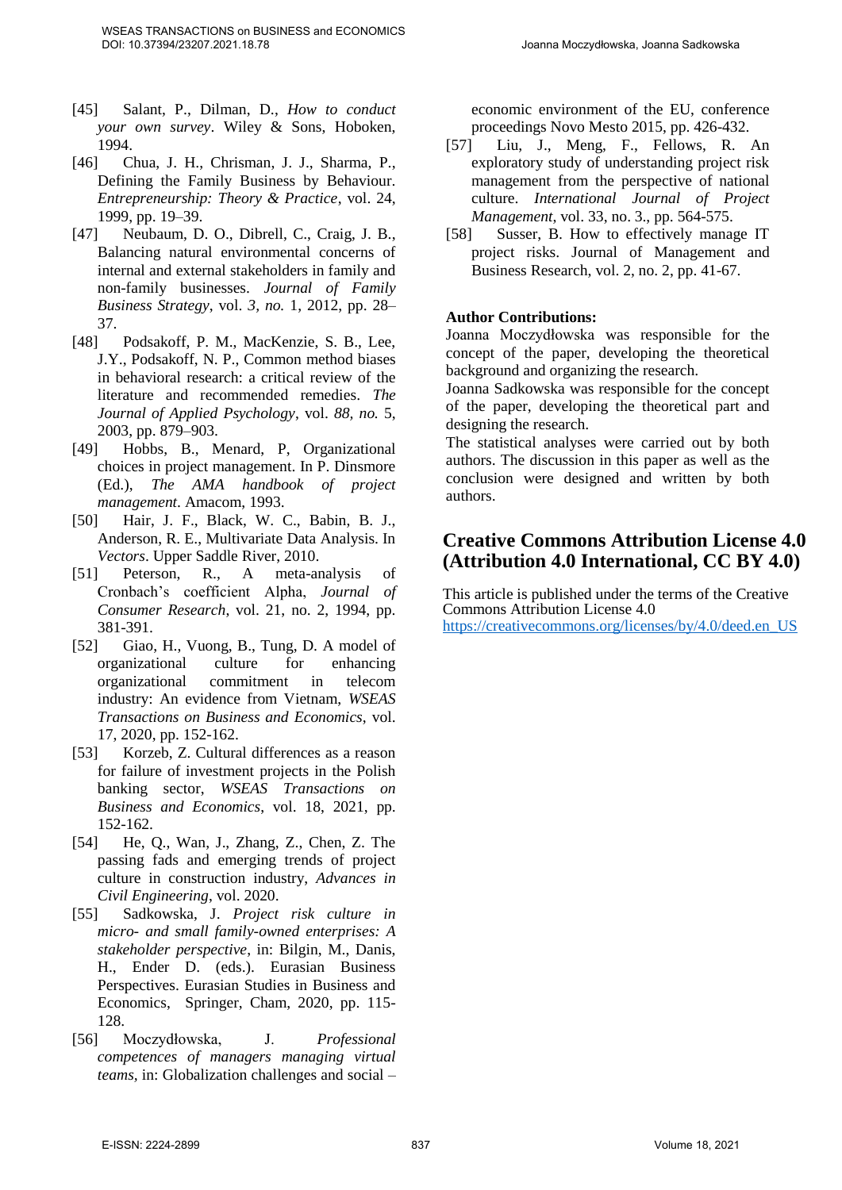[45] Salant, P., Dilman, D., *How to conduct your own survey*. Wiley & Sons, Hoboken, 1994.

[46] Chua, J. H., Chrisman, J. J., Sharma, P., Defining the Family Business by Behaviour. *Entrepreneurship: Theory & Practice*, vol. 24, 1999, pp. 19–39.

[47] Neubaum, D. O., Dibrell, C., Craig, J. B., Balancing natural environmental concerns of internal and external stakeholders in family and non-family businesses. *Journal of Family Business Strategy*, vol. *3, no.* 1, 2012, pp. 28–37.

[48] Podsakoff, P. M., MacKenzie, S. B., Lee, J.Y., Podsakoff, N. P., Common method biases in behavioral research: a critical review of the literature and recommended remedies. *The Journal of Applied Psychology*, vol. *88, no.* 5, 2003, pp. 879–903.

[49] Hobbs, B., Menard, P, Organizational choices in project management. In P. Dinsmore (Ed.), *The AMA handbook of project management*. Amacom, 1993.

[50] Hair, J. F., Black, W. C., Babin, B. J., Anderson, R. E., Multivariate Data Analysis. In *Vectors*. Upper Saddle River, 2010.

[51] Peterson, R., A meta-analysis of Cronbach's coefficient Alpha, *Journal of Consumer Research*, vol. 21, no. 2, 1994, pp. 381-391.

[52] Giao, H., Vuong, B., Tung, D. A model of organizational culture for enhancing organizational commitment in telecom industry: An evidence from Vietnam, *WSEAS Transactions on Business and Economics*, vol. 17, 2020, pp. 152-162.

[53] Korzeb, Z. Cultural differences as a reason for failure of investment projects in the Polish banking sector, *WSEAS Transactions on Business and Economics*, vol. 18, 2021, pp. 152-162.

[54] He, Q., Wan, J., Zhang, Z., Chen, Z. The passing fads and emerging trends of project culture in construction industry, *Advances in Civil Engineering*, vol. 2020.

[55] Sadkowska, J. *Project risk culture in micro- and small family-owned enterprises: A stakeholder perspective*, in: Bilgin, M., Danis, H., Ender D. (eds.). Eurasian Business Perspectives. Eurasian Studies in Business and Economics, Springer, Cham, 2020, pp. 115-128.

[56] Moczydłowska, J. *Professional competences of managers managing virtual teams*, in: Globalization challenges and social – economic environment of the EU, conference proceedings Novo Mesto 2015, pp. 426-432.

[57] Liu, J., Meng, F., Fellows, R. An exploratory study of understanding project risk management from the perspective of national culture. *International Journal of Project Management*, vol. 33, no. 3., pp. 564-575.

[58] Susser, B. How to effectively manage IT project risks. Journal of Management and Business Research, vol. 2, no. 2, pp. 41-67.

**Author Contributions:**

Joanna Moczydłowska was responsible for the concept of the paper, developing the theoretical background and organizing the research.

Joanna Sadkowska was responsible for the concept of the paper, developing the theoretical part and designing the research.

The statistical analyses were carried out by both authors. The discussion in this paper as well as the conclusion were designed and written by both authors.

## Creative Commons Attribution License 4.0 (Attribution 4.0 International, CC BY 4.0)

This article is published under the terms of the Creative Commons Attribution License 4.0
https://creativecommons.org/licenses/by/4.0/deed.en_US